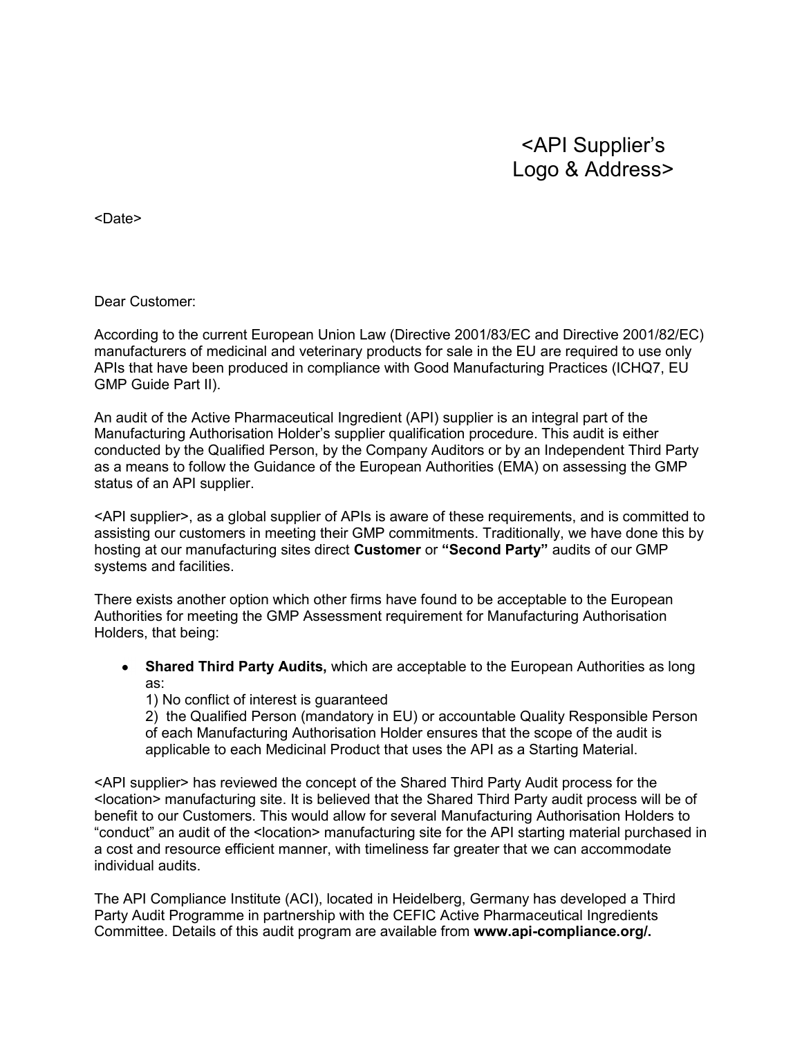<API Supplier's
Logo & Address>

<Date>

Dear Customer:

According to the current European Union Law (Directive 2001/83/EC and Directive 2001/82/EC) manufacturers of medicinal and veterinary products for sale in the EU are required to use only APIs that have been produced in compliance with Good Manufacturing Practices (ICHQ7, EU GMP Guide Part II).

An audit of the Active Pharmaceutical Ingredient (API) supplier is an integral part of the Manufacturing Authorisation Holder's supplier qualification procedure. This audit is either conducted by the Qualified Person, by the Company Auditors or by an Independent Third Party as a means to follow the Guidance of the European Authorities (EMA) on assessing the GMP status of an API supplier.

<API supplier>, as a global supplier of APIs is aware of these requirements, and is committed to assisting our customers in meeting their GMP commitments. Traditionally, we have done this by hosting at our manufacturing sites direct **Customer** or **"Second Party"** audits of our GMP systems and facilities.

There exists another option which other firms have found to be acceptable to the European Authorities for meeting the GMP Assessment requirement for Manufacturing Authorisation Holders, that being:

- **Shared Third Party Audits,** which are acceptable to the European Authorities as long as:
  1) No conflict of interest is guaranteed
  2) the Qualified Person (mandatory in EU) or accountable Quality Responsible Person of each Manufacturing Authorisation Holder ensures that the scope of the audit is applicable to each Medicinal Product that uses the API as a Starting Material.

<API supplier> has reviewed the concept of the Shared Third Party Audit process for the <location> manufacturing site. It is believed that the Shared Third Party audit process will be of benefit to our Customers. This would allow for several Manufacturing Authorisation Holders to "conduct" an audit of the <location> manufacturing site for the API starting material purchased in a cost and resource efficient manner, with timeliness far greater that we can accommodate individual audits.

The API Compliance Institute (ACI), located in Heidelberg, Germany has developed a Third Party Audit Programme in partnership with the CEFIC Active Pharmaceutical Ingredients Committee. Details of this audit program are available from **www.api-compliance.org/.**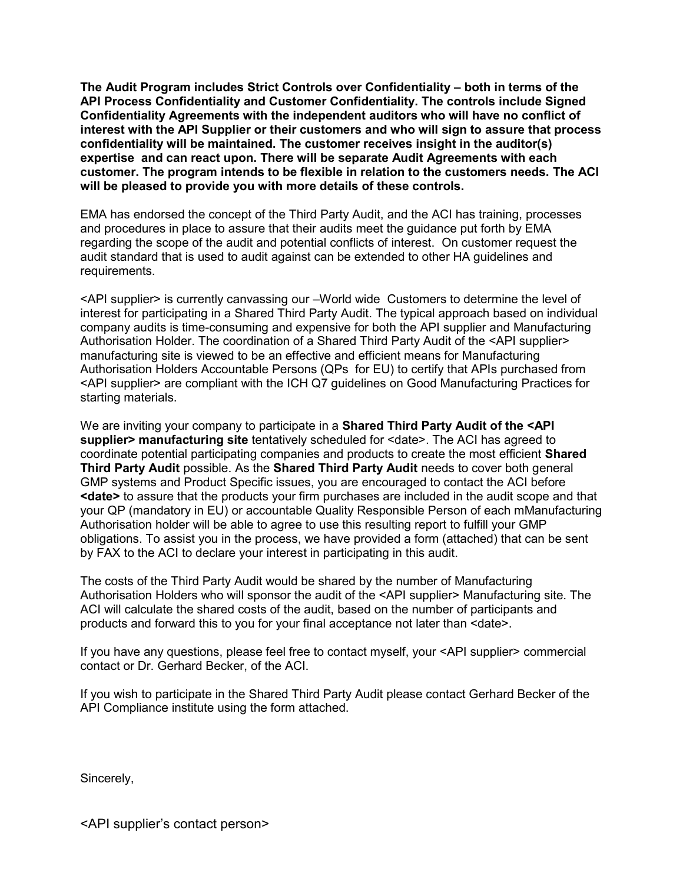**The Audit Program includes Strict Controls over Confidentiality – both in terms of the API Process Confidentiality and Customer Confidentiality. The controls include Signed Confidentiality Agreements with the independent auditors who will have no conflict of interest with the API Supplier or their customers and who will sign to assure that process confidentiality will be maintained. The customer receives insight in the auditor(s) expertise and can react upon. There will be separate Audit Agreements with each customer. The program intends to be flexible in relation to the customers needs. The ACI will be pleased to provide you with more details of these controls.**

EMA has endorsed the concept of the Third Party Audit, and the ACI has training, processes and procedures in place to assure that their audits meet the guidance put forth by EMA regarding the scope of the audit and potential conflicts of interest. On customer request the audit standard that is used to audit against can be extended to other HA guidelines and requirements.

<API supplier> is currently canvassing our –World wide Customers to determine the level of interest for participating in a Shared Third Party Audit. The typical approach based on individual company audits is time-consuming and expensive for both the API supplier and Manufacturing Authorisation Holder. The coordination of a Shared Third Party Audit of the <API supplier> manufacturing site is viewed to be an effective and efficient means for Manufacturing Authorisation Holders Accountable Persons (QPs for EU) to certify that APIs purchased from <API supplier> are compliant with the ICH Q7 guidelines on Good Manufacturing Practices for starting materials.

We are inviting your company to participate in a **Shared Third Party Audit of the <API supplier> manufacturing site** tentatively scheduled for <date>. The ACI has agreed to coordinate potential participating companies and products to create the most efficient **Shared Third Party Audit** possible. As the **Shared Third Party Audit** needs to cover both general GMP systems and Product Specific issues, you are encouraged to contact the ACI before **<date>** to assure that the products your firm purchases are included in the audit scope and that your QP (mandatory in EU) or accountable Quality Responsible Person of each mManufacturing Authorisation holder will be able to agree to use this resulting report to fulfill your GMP obligations. To assist you in the process, we have provided a form (attached) that can be sent by FAX to the ACI to declare your interest in participating in this audit.

The costs of the Third Party Audit would be shared by the number of Manufacturing Authorisation Holders who will sponsor the audit of the <API supplier> Manufacturing site. The ACI will calculate the shared costs of the audit, based on the number of participants and products and forward this to you for your final acceptance not later than <date>.

If you have any questions, please feel free to contact myself, your <API supplier> commercial contact or Dr. Gerhard Becker, of the ACI.

If you wish to participate in the Shared Third Party Audit please contact Gerhard Becker of the API Compliance institute using the form attached.

Sincerely,

<API supplier's contact person>